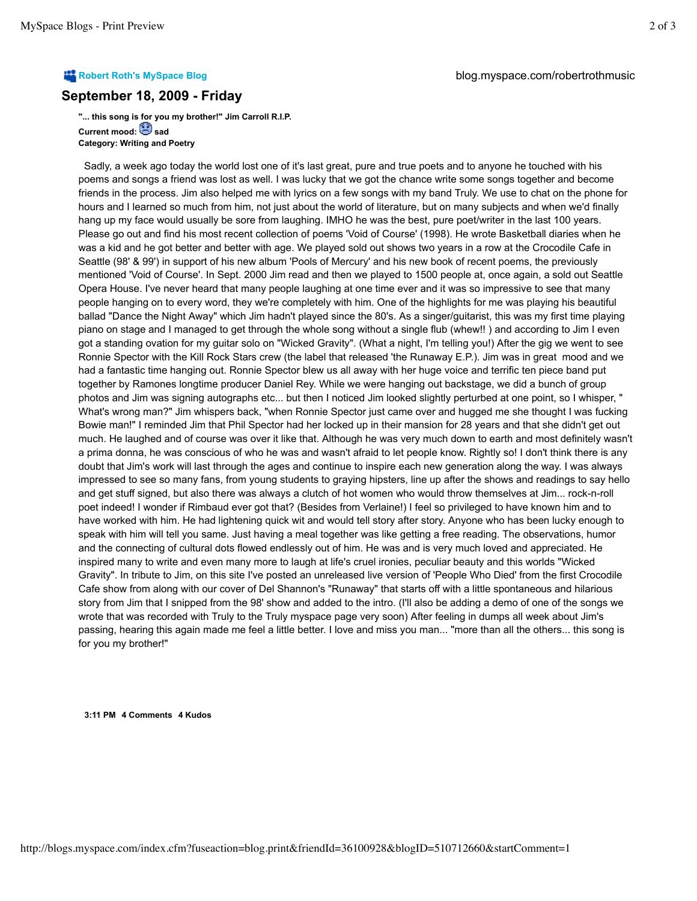**Robert Roth's MySpace Blog** blog.myspace.com/robertrothmusic

## September 18, 2009 - Friday

**"... this song is for you my brother!" Jim Carroll R.I.P.**

**Current mood:** sad

**Category: Writing and Poetry**

Sadly, a week ago today the world lost one of it's last great, pure and true poets and to anyone he touched with his poems and songs a friend was lost as well. I was lucky that we got the chance write some songs together and become friends in the process. Jim also helped me with lyrics on a few songs with my band Truly. We use to chat on the phone for hours and I learned so much from him, not just about the world of literature, but on many subjects and when we'd finally hang up my face would usually be sore from laughing. IMHO he was the best, pure poet/writer in the last 100 years. Please go out and find his most recent collection of poems 'Void of Course' (1998). He wrote Basketball diaries when he was a kid and he got better and better with age. We played sold out shows two years in a row at the Crocodile Cafe in Seattle (98' & 99') in support of his new album 'Pools of Mercury' and his new book of recent poems, the previously mentioned 'Void of Course'. In Sept. 2000 Jim read and then we played to 1500 people at, once again, a sold out Seattle Opera House. I've never heard that many people laughing at one time ever and it was so impressive to see that many people hanging on to every word, they we're completely with him. One of the highlights for me was playing his beautiful ballad "Dance the Night Away" which Jim hadn't played since the 80's. As a singer/guitarist, this was my first time playing piano on stage and I managed to get through the whole song without a single flub (whew!! ) and according to Jim I even got a standing ovation for my guitar solo on "Wicked Gravity". (What a night, I'm telling you!) After the gig we went to see Ronnie Spector with the Kill Rock Stars crew (the label that released 'the Runaway E.P.). Jim was in great mood and we had a fantastic time hanging out. Ronnie Spector blew us all away with her huge voice and terrific ten piece band put together by Ramones longtime producer Daniel Rey. While we were hanging out backstage, we did a bunch of group photos and Jim was signing autographs etc... but then I noticed Jim looked slightly perturbed at one point, so I whisper, " What's wrong man?" Jim whispers back, "when Ronnie Spector just came over and hugged me she thought I was fucking Bowie man!" I reminded Jim that Phil Spector had her locked up in their mansion for 28 years and that she didn't get out much. He laughed and of course was over it like that. Although he was very much down to earth and most definitely wasn't a prima donna, he was conscious of who he was and wasn't afraid to let people know. Rightly so! I don't think there is any doubt that Jim's work will last through the ages and continue to inspire each new generation along the way. I was always impressed to see so many fans, from young students to graying hipsters, line up after the shows and readings to say hello and get stuff signed, but also there was always a clutch of hot women who would throw themselves at Jim... rock-n-roll poet indeed! I wonder if Rimbaud ever got that? (Besides from Verlaine!) I feel so privileged to have known him and to have worked with him. He had lightening quick wit and would tell story after story. Anyone who has been lucky enough to speak with him will tell you same. Just having a meal together was like getting a free reading. The observations, humor and the connecting of cultural dots flowed endlessly out of him. He was and is very much loved and appreciated. He inspired many to write and even many more to laugh at life's cruel ironies, peculiar beauty and this worlds "Wicked Gravity". In tribute to Jim, on this site I've posted an unreleased live version of 'People Who Died' from the first Crocodile Cafe show from along with our cover of Del Shannon's "Runaway" that starts off with a little spontaneous and hilarious story from Jim that I snipped from the 98' show and added to the intro. (I'll also be adding a demo of one of the songs we wrote that was recorded with Truly to the Truly myspace page very soon) After feeling in dumps all week about Jim's passing, hearing this again made me feel a little better. I love and miss you man... "more than all the others... this song is for you my brother!"

**3:11 PM 4 Comments 4 Kudos**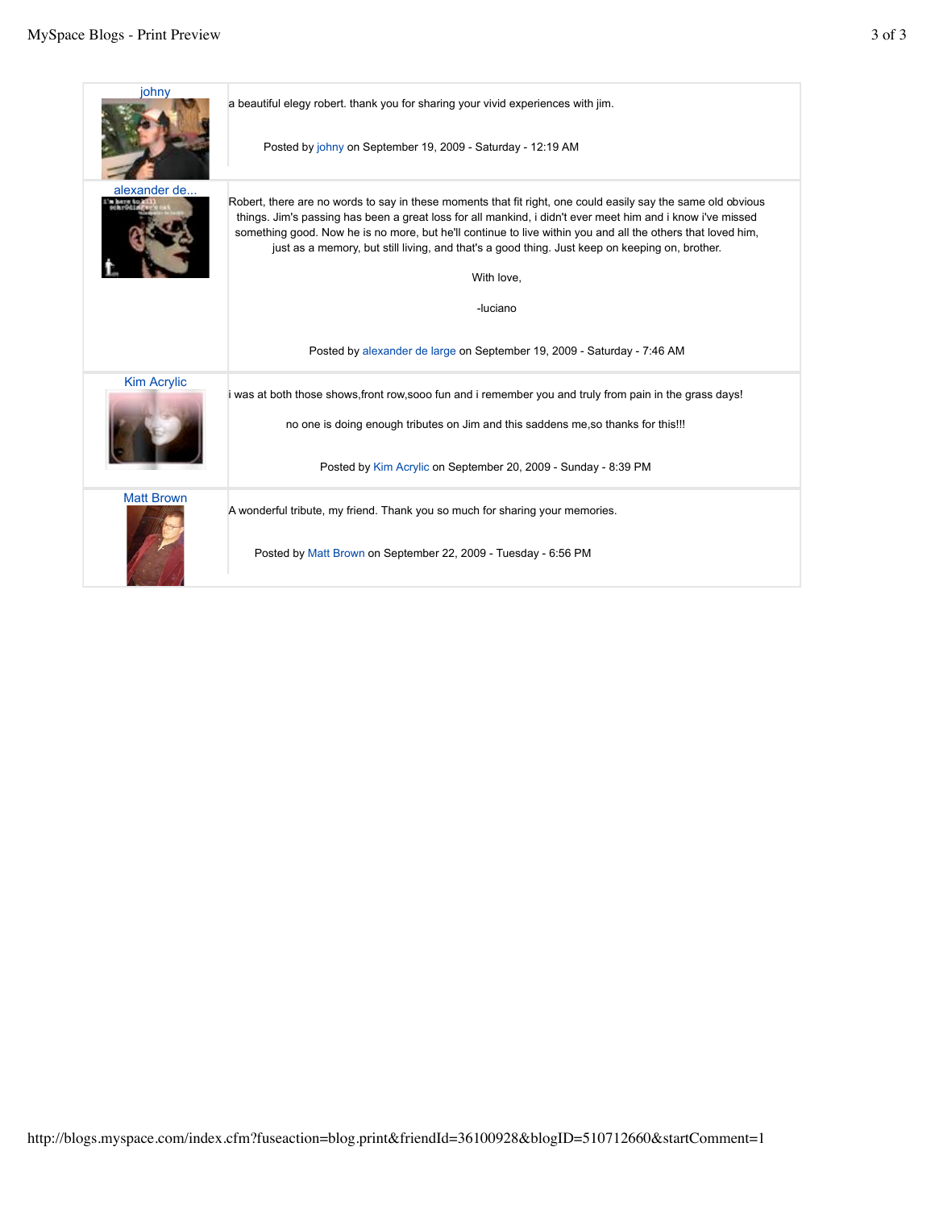**johny**

a beautiful elegy robert. thank you for sharing your vivid experiences with jim.

Posted by johny on September 19, 2009 - Saturday - 12:19 AM

---

**alexander de...**

Robert, there are no words to say in these moments that fit right, one could easily say the same old obvious things. Jim's passing has been a great loss for all mankind, i didn't ever meet him and i know i've missed something good. Now he is no more, but he'll continue to live within you and all the others that loved him, just as a memory, but still living, and that's a good thing. Just keep on keeping on, brother.

With love,

-luciano

Posted by alexander de large on September 19, 2009 - Saturday - 7:46 AM

---

**Kim Acrylic**

i was at both those shows,front row,sooo fun and i remember you and truly from pain in the grass days!

no one is doing enough tributes on Jim and this saddens me,so thanks for this!!!

Posted by Kim Acrylic on September 20, 2009 - Sunday - 8:39 PM

---

**Matt Brown**

A wonderful tribute, my friend. Thank you so much for sharing your memories.

Posted by Matt Brown on September 22, 2009 - Tuesday - 6:56 PM